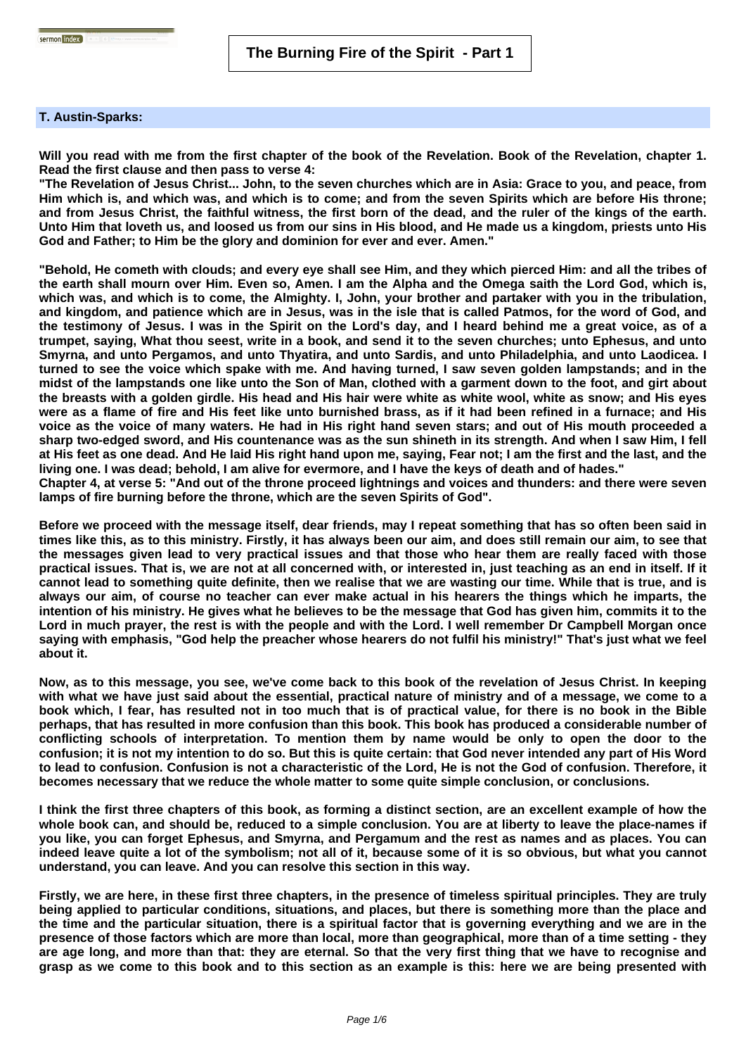# The Burning Fire of the Spirit - Part 1

**T. Austin-Sparks:**

**Will you read with me from the first chapter of the book of the Revelation. Book of the Revelation, chapter 1. Read the first clause and then pass to verse 4:**

**"The Revelation of Jesus Christ... John, to the seven churches which are in Asia: Grace to you, and peace, from Him which is, and which was, and which is to come; and from the seven Spirits which are before His throne; and from Jesus Christ, the faithful witness, the first born of the dead, and the ruler of the kings of the earth. Unto Him that loveth us, and loosed us from our sins in His blood, and He made us a kingdom, priests unto His God and Father; to Him be the glory and dominion for ever and ever. Amen."**

**"Behold, He cometh with clouds; and every eye shall see Him, and they which pierced Him: and all the tribes of the earth shall mourn over Him. Even so, Amen. I am the Alpha and the Omega saith the Lord God, which is, which was, and which is to come, the Almighty. I, John, your brother and partaker with you in the tribulation, and kingdom, and patience which are in Jesus, was in the isle that is called Patmos, for the word of God, and the testimony of Jesus. I was in the Spirit on the Lord's day, and I heard behind me a great voice, as of a trumpet, saying, What thou seest, write in a book, and send it to the seven churches; unto Ephesus, and unto Smyrna, and unto Pergamos, and unto Thyatira, and unto Sardis, and unto Philadelphia, and unto Laodicea. I turned to see the voice which spake with me. And having turned, I saw seven golden lampstands; and in the midst of the lampstands one like unto the Son of Man, clothed with a garment down to the foot, and girt about the breasts with a golden girdle. His head and His hair were white as white wool, white as snow; and His eyes were as a flame of fire and His feet like unto burnished brass, as if it had been refined in a furnace; and His voice as the voice of many waters. He had in His right hand seven stars; and out of His mouth proceeded a sharp two-edged sword, and His countenance was as the sun shineth in its strength. And when I saw Him, I fell at His feet as one dead. And He laid His right hand upon me, saying, Fear not; I am the first and the last, and the living one. I was dead; behold, I am alive for evermore, and I have the keys of death and of hades."**

**Chapter 4, at verse 5: "And out of the throne proceed lightnings and voices and thunders: and there were seven lamps of fire burning before the throne, which are the seven Spirits of God".**

**Before we proceed with the message itself, dear friends, may I repeat something that has so often been said in times like this, as to this ministry. Firstly, it has always been our aim, and does still remain our aim, to see that the messages given lead to very practical issues and that those who hear them are really faced with those practical issues. That is, we are not at all concerned with, or interested in, just teaching as an end in itself. If it cannot lead to something quite definite, then we realise that we are wasting our time. While that is true, and is always our aim, of course no teacher can ever make actual in his hearers the things which he imparts, the intention of his ministry. He gives what he believes to be the message that God has given him, commits it to the Lord in much prayer, the rest is with the people and with the Lord. I well remember Dr Campbell Morgan once saying with emphasis, "God help the preacher whose hearers do not fulfil his ministry!" That's just what we feel about it.**

**Now, as to this message, you see, we've come back to this book of the revelation of Jesus Christ. In keeping with what we have just said about the essential, practical nature of ministry and of a message, we come to a book which, I fear, has resulted not in too much that is of practical value, for there is no book in the Bible perhaps, that has resulted in more confusion than this book. This book has produced a considerable number of conflicting schools of interpretation. To mention them by name would be only to open the door to the confusion; it is not my intention to do so. But this is quite certain: that God never intended any part of His Word to lead to confusion. Confusion is not a characteristic of the Lord, He is not the God of confusion. Therefore, it becomes necessary that we reduce the whole matter to some quite simple conclusion, or conclusions.**

**I think the first three chapters of this book, as forming a distinct section, are an excellent example of how the whole book can, and should be, reduced to a simple conclusion. You are at liberty to leave the place-names if you like, you can forget Ephesus, and Smyrna, and Pergamum and the rest as names and as places. You can indeed leave quite a lot of the symbolism; not all of it, because some of it is so obvious, but what you cannot understand, you can leave. And you can resolve this section in this way.**

**Firstly, we are here, in these first three chapters, in the presence of timeless spiritual principles. They are truly being applied to particular conditions, situations, and places, but there is something more than the place and the time and the particular situation, there is a spiritual factor that is governing everything and we are in the presence of those factors which are more than local, more than geographical, more than of a time setting - they are age long, and more than that: they are eternal. So that the very first thing that we have to recognise and grasp as we come to this book and to this section as an example is this: here we are being presented with**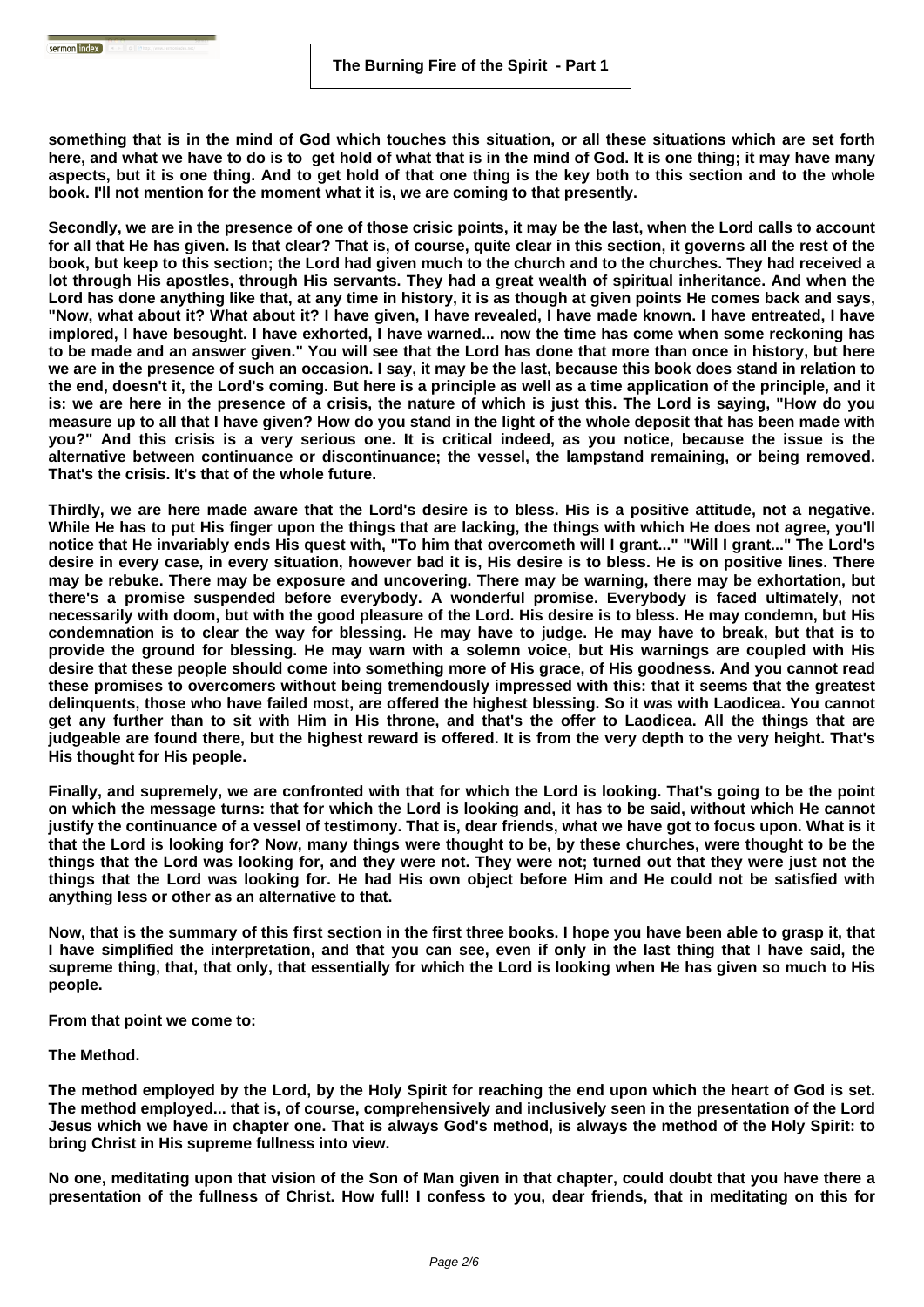something that is in the mind of God which touches this situation, or all these situations which are set forth here, and what we have to do is to get hold of what that is in the mind of God. It is one thing; it may have many aspects, but it is one thing. And to get hold of that one thing is the key both to this section and to the whole book. I'll not mention for the moment what it is, we are coming to that presently.

Secondly, we are in the presence of one of those crisic points, it may be the last, when the Lord calls to account for all that He has given. Is that clear? That is, of course, quite clear in this section, it governs all the rest of the book, but keep to this section; the Lord had given much to the church and to the churches. They had received a lot through His apostles, through His servants. They had a great wealth of spiritual inheritance. And when the Lord has done anything like that, at any time in history, it is as though at given points He comes back and says, "Now, what about it? What about it? I have given, I have revealed, I have made known. I have entreated, I have implored, I have besought. I have exhorted, I have warned... now the time has come when some reckoning has to be made and an answer given." You will see that the Lord has done that more than once in history, but here we are in the presence of such an occasion. I say, it may be the last, because this book does stand in relation to the end, doesn't it, the Lord's coming. But here is a principle as well as a time application of the principle, and it is: we are here in the presence of a crisis, the nature of which is just this. The Lord is saying, "How do you measure up to all that I have given? How do you stand in the light of the whole deposit that has been made with you?" And this crisis is a very serious one. It is critical indeed, as you notice, because the issue is the alternative between continuance or discontinuance; the vessel, the lampstand remaining, or being removed. That's the crisis. It's that of the whole future.

Thirdly, we are here made aware that the Lord's desire is to bless. His is a positive attitude, not a negative. While He has to put His finger upon the things that are lacking, the things with which He does not agree, you'll notice that He invariably ends His quest with, "To him that overcometh will I grant..." "Will I grant..." The Lord's desire in every case, in every situation, however bad it is, His desire is to bless. He is on positive lines. There may be rebuke. There may be exposure and uncovering. There may be warning, there may be exhortation, but there's a promise suspended before everybody. A wonderful promise. Everybody is faced ultimately, not necessarily with doom, but with the good pleasure of the Lord. His desire is to bless. He may condemn, but His condemnation is to clear the way for blessing. He may have to judge. He may have to break, but that is to provide the ground for blessing. He may warn with a solemn voice, but His warnings are coupled with His desire that these people should come into something more of His grace, of His goodness. And you cannot read these promises to overcomers without being tremendously impressed with this: that it seems that the greatest delinquents, those who have failed most, are offered the highest blessing. So it was with Laodicea. You cannot get any further than to sit with Him in His throne, and that's the offer to Laodicea. All the things that are judgeable are found there, but the highest reward is offered. It is from the very depth to the very height. That's His thought for His people.

Finally, and supremely, we are confronted with that for which the Lord is looking. That's going to be the point on which the message turns: that for which the Lord is looking and, it has to be said, without which He cannot justify the continuance of a vessel of testimony. That is, dear friends, what we have got to focus upon. What is it that the Lord is looking for? Now, many things were thought to be, by these churches, were thought to be the things that the Lord was looking for, and they were not. They were not; turned out that they were just not the things that the Lord was looking for. He had His own object before Him and He could not be satisfied with anything less or other as an alternative to that.

Now, that is the summary of this first section in the first three books. I hope you have been able to grasp it, that I have simplified the interpretation, and that you can see, even if only in the last thing that I have said, the supreme thing, that, that only, that essentially for which the Lord is looking when He has given so much to His people.

From that point we come to:

**The Method.**

The method employed by the Lord, by the Holy Spirit for reaching the end upon which the heart of God is set. The method employed... that is, of course, comprehensively and inclusively seen in the presentation of the Lord Jesus which we have in chapter one. That is always God's method, is always the method of the Holy Spirit: to bring Christ in His supreme fullness into view.

No one, meditating upon that vision of the Son of Man given in that chapter, could doubt that you have there a presentation of the fullness of Christ. How full! I confess to you, dear friends, that in meditating on this for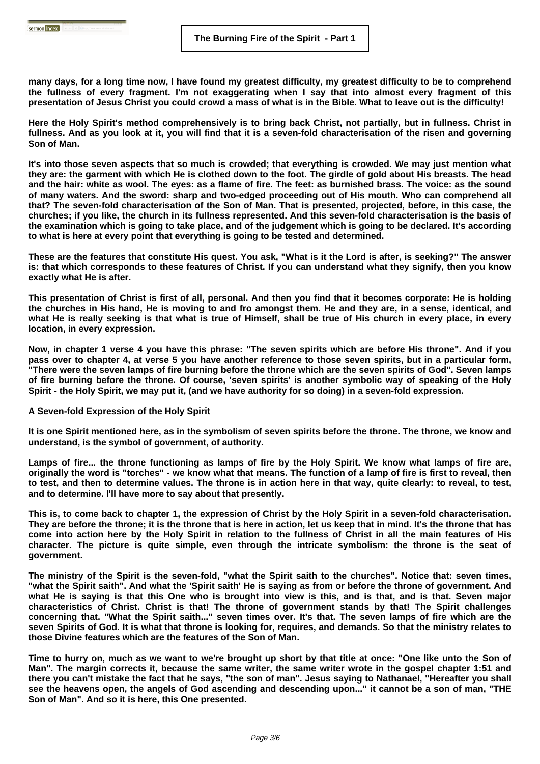many days, for a long time now, I have found my greatest difficulty, my greatest difficulty to be to comprehend the fullness of every fragment. I'm not exaggerating when I say that into almost every fragment of this presentation of Jesus Christ you could crowd a mass of what is in the Bible. What to leave out is the difficulty!

Here the Holy Spirit's method comprehensively is to bring back Christ, not partially, but in fullness. Christ in fullness. And as you look at it, you will find that it is a seven-fold characterisation of the risen and governing Son of Man.

It's into those seven aspects that so much is crowded; that everything is crowded. We may just mention what they are: the garment with which He is clothed down to the foot. The girdle of gold about His breasts. The head and the hair: white as wool. The eyes: as a flame of fire. The feet: as burnished brass. The voice: as the sound of many waters. And the sword: sharp and two-edged proceeding out of His mouth. Who can comprehend all that? The seven-fold characterisation of the Son of Man. That is presented, projected, before, in this case, the churches; if you like, the church in its fullness represented. And this seven-fold characterisation is the basis of the examination which is going to take place, and of the judgement which is going to be declared. It's according to what is here at every point that everything is going to be tested and determined.

These are the features that constitute His quest. You ask, "What is it the Lord is after, is seeking?" The answer is: that which corresponds to these features of Christ. If you can understand what they signify, then you know exactly what He is after.

This presentation of Christ is first of all, personal. And then you find that it becomes corporate: He is holding the churches in His hand, He is moving to and fro amongst them. He and they are, in a sense, identical, and what He is really seeking is that what is true of Himself, shall be true of His church in every place, in every location, in every expression.

Now, in chapter 1 verse 4 you have this phrase: "The seven spirits which are before His throne". And if you pass over to chapter 4, at verse 5 you have another reference to those seven spirits, but in a particular form, "There were the seven lamps of fire burning before the throne which are the seven spirits of God". Seven lamps of fire burning before the throne. Of course, 'seven spirits' is another symbolic way of speaking of the Holy Spirit - the Holy Spirit, we may put it, (and we have authority for so doing) in a seven-fold expression.

**A Seven-fold Expression of the Holy Spirit**

It is one Spirit mentioned here, as in the symbolism of seven spirits before the throne. The throne, we know and understand, is the symbol of government, of authority.

Lamps of fire... the throne functioning as lamps of fire by the Holy Spirit. We know what lamps of fire are, originally the word is "torches" - we know what that means. The function of a lamp of fire is first to reveal, then to test, and then to determine values. The throne is in action here in that way, quite clearly: to reveal, to test, and to determine. I'll have more to say about that presently.

This is, to come back to chapter 1, the expression of Christ by the Holy Spirit in a seven-fold characterisation. They are before the throne; it is the throne that is here in action, let us keep that in mind. It's the throne that has come into action here by the Holy Spirit in relation to the fullness of Christ in all the main features of His character. The picture is quite simple, even through the intricate symbolism: the throne is the seat of government.

The ministry of the Spirit is the seven-fold, "what the Spirit saith to the churches". Notice that: seven times, "what the Spirit saith". And what the 'Spirit saith' He is saying as from or before the throne of government. And what He is saying is that this One who is brought into view is this, and is that, and is that. Seven major characteristics of Christ. Christ is that! The throne of government stands by that! The Spirit challenges concerning that. "What the Spirit saith..." seven times over. It's that. The seven lamps of fire which are the seven Spirits of God. It is what that throne is looking for, requires, and demands. So that the ministry relates to those Divine features which are the features of the Son of Man.

Time to hurry on, much as we want to we're brought up short by that title at once: "One like unto the Son of Man". The margin corrects it, because the same writer, the same writer wrote in the gospel chapter 1:51 and there you can't mistake the fact that he says, "the son of man". Jesus saying to Nathanael, "Hereafter you shall see the heavens open, the angels of God ascending and descending upon..." it cannot be a son of man, "THE Son of Man". And so it is here, this One presented.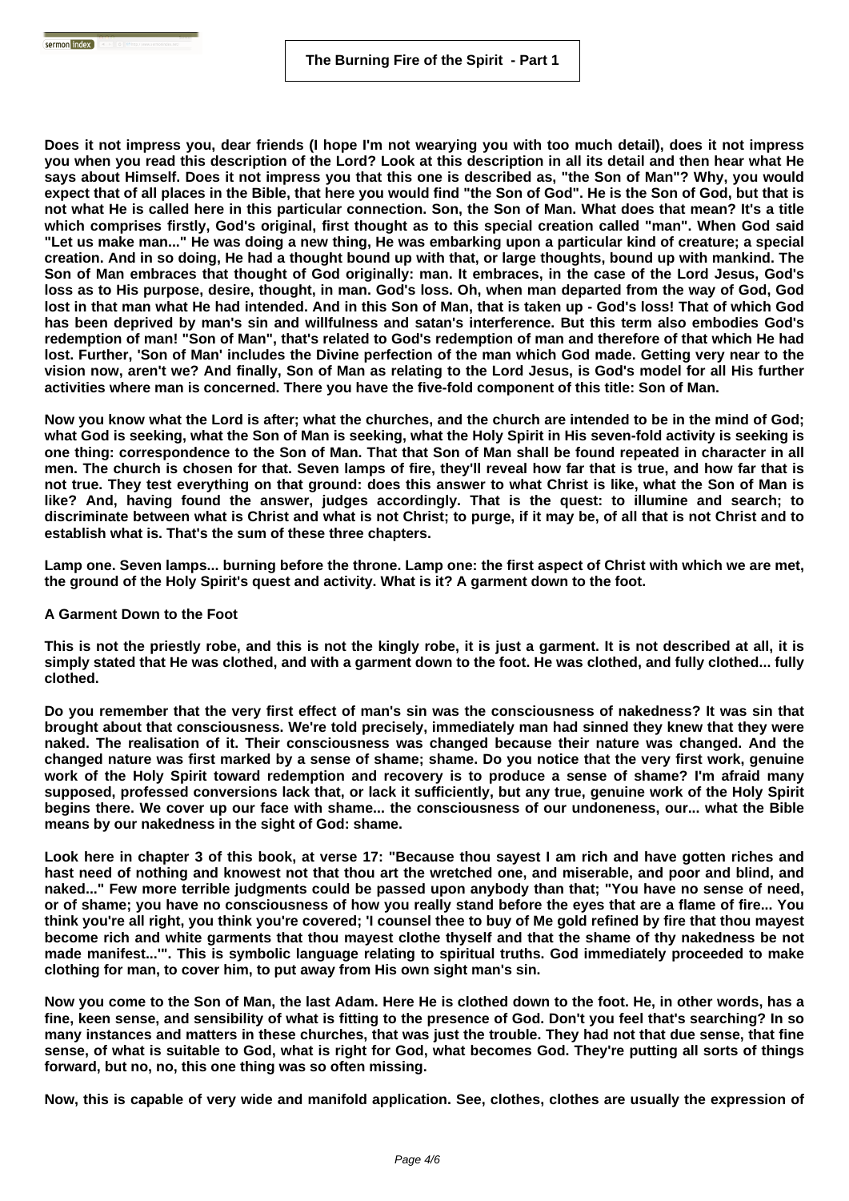Does it not impress you, dear friends (I hope I'm not wearying you with too much detail), does it not impress you when you read this description of the Lord? Look at this description in all its detail and then hear what He says about Himself. Does it not impress you that this one is described as, "the Son of Man"? Why, you would expect that of all places in the Bible, that here you would find "the Son of God". He is the Son of God, but that is not what He is called here in this particular connection. Son, the Son of Man. What does that mean? It's a title which comprises firstly, God's original, first thought as to this special creation called "man". When God said "Let us make man..." He was doing a new thing, He was embarking upon a particular kind of creature; a special creation. And in so doing, He had a thought bound up with that, or large thoughts, bound up with mankind. The Son of Man embraces that thought of God originally: man. It embraces, in the case of the Lord Jesus, God's loss as to His purpose, desire, thought, in man. God's loss. Oh, when man departed from the way of God, God lost in that man what He had intended. And in this Son of Man, that is taken up - God's loss! That of which God has been deprived by man's sin and willfulness and satan's interference. But this term also embodies God's redemption of man! "Son of Man", that's related to God's redemption of man and therefore of that which He had lost. Further, 'Son of Man' includes the Divine perfection of the man which God made. Getting very near to the vision now, aren't we? And finally, Son of Man as relating to the Lord Jesus, is God's model for all His further activities where man is concerned. There you have the five-fold component of this title: Son of Man.

Now you know what the Lord is after; what the churches, and the church are intended to be in the mind of God; what God is seeking, what the Son of Man is seeking, what the Holy Spirit in His seven-fold activity is seeking is one thing: correspondence to the Son of Man. That that Son of Man shall be found repeated in character in all men. The church is chosen for that. Seven lamps of fire, they'll reveal how far that is true, and how far that is not true. They test everything on that ground: does this answer to what Christ is like, what the Son of Man is like? And, having found the answer, judges accordingly. That is the quest: to illumine and search; to discriminate between what is Christ and what is not Christ; to purge, if it may be, of all that is not Christ and to establish what is. That's the sum of these three chapters.

Lamp one. Seven lamps... burning before the throne. Lamp one: the first aspect of Christ with which we are met, the ground of the Holy Spirit's quest and activity. What is it? A garment down to the foot.

### A Garment Down to the Foot

This is not the priestly robe, and this is not the kingly robe, it is just a garment. It is not described at all, it is simply stated that He was clothed, and with a garment down to the foot. He was clothed, and fully clothed... fully clothed.

Do you remember that the very first effect of man's sin was the consciousness of nakedness? It was sin that brought about that consciousness. We're told precisely, immediately man had sinned they knew that they were naked. The realisation of it. Their consciousness was changed because their nature was changed. And the changed nature was first marked by a sense of shame; shame. Do you notice that the very first work, genuine work of the Holy Spirit toward redemption and recovery is to produce a sense of shame? I'm afraid many supposed, professed conversions lack that, or lack it sufficiently, but any true, genuine work of the Holy Spirit begins there. We cover up our face with shame... the consciousness of our undoneness, our... what the Bible means by our nakedness in the sight of God: shame.

Look here in chapter 3 of this book, at verse 17: "Because thou sayest I am rich and have gotten riches and hast need of nothing and knowest not that thou art the wretched one, and miserable, and poor and blind, and naked..." Few more terrible judgments could be passed upon anybody than that; "You have no sense of need, or of shame; you have no consciousness of how you really stand before the eyes that are a flame of fire... You think you're all right, you think you're covered; 'I counsel thee to buy of Me gold refined by fire that thou mayest become rich and white garments that thou mayest clothe thyself and that the shame of thy nakedness be not made manifest...'". This is symbolic language relating to spiritual truths. God immediately proceeded to make clothing for man, to cover him, to put away from His own sight man's sin.

Now you come to the Son of Man, the last Adam. Here He is clothed down to the foot. He, in other words, has a fine, keen sense, and sensibility of what is fitting to the presence of God. Don't you feel that's searching? In so many instances and matters in these churches, that was just the trouble. They had not that due sense, that fine sense, of what is suitable to God, what is right for God, what becomes God. They're putting all sorts of things forward, but no, no, this one thing was so often missing.

Now, this is capable of very wide and manifold application. See, clothes, clothes are usually the expression of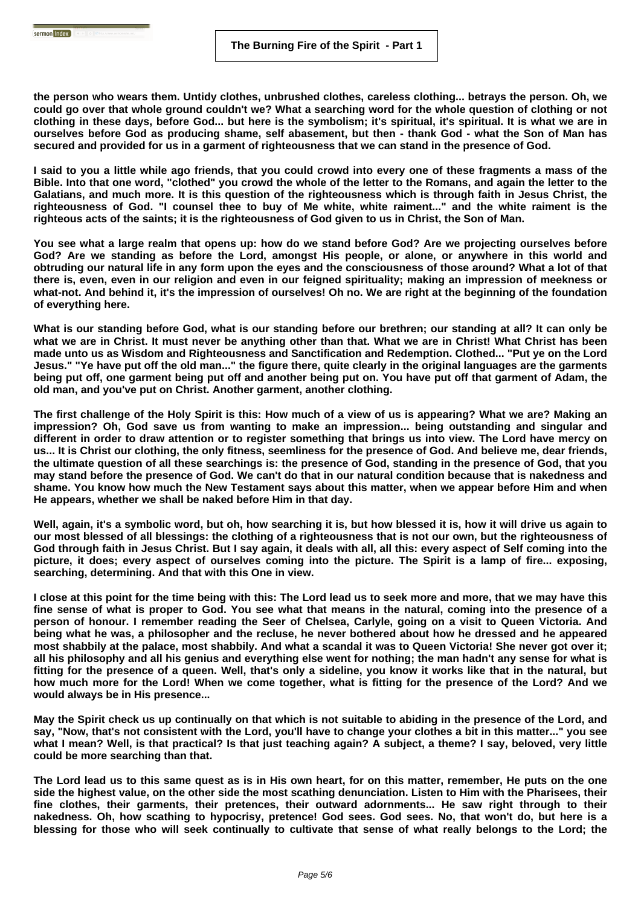**the person who wears them. Untidy clothes, unbrushed clothes, careless clothing... betrays the person. Oh, we could go over that whole ground couldn't we? What a searching word for the whole question of clothing or not clothing in these days, before God... but here is the symbolism; it's spiritual, it's spiritual. It is what we are in ourselves before God as producing shame, self abasement, but then - thank God - what the Son of Man has secured and provided for us in a garment of righteousness that we can stand in the presence of God.**

**I said to you a little while ago friends, that you could crowd into every one of these fragments a mass of the Bible. Into that one word, "clothed" you crowd the whole of the letter to the Romans, and again the letter to the Galatians, and much more. It is this question of the righteousness which is through faith in Jesus Christ, the righteousness of God. "I counsel thee to buy of Me white, white raiment..." and the white raiment is the righteous acts of the saints; it is the righteousness of God given to us in Christ, the Son of Man.**

**You see what a large realm that opens up: how do we stand before God? Are we projecting ourselves before God? Are we standing as before the Lord, amongst His people, or alone, or anywhere in this world and obtruding our natural life in any form upon the eyes and the consciousness of those around? What a lot of that there is, even, even in our religion and even in our feigned spirituality; making an impression of meekness or what-not. And behind it, it's the impression of ourselves! Oh no. We are right at the beginning of the foundation of everything here.**

**What is our standing before God, what is our standing before our brethren; our standing at all? It can only be what we are in Christ. It must never be anything other than that. What we are in Christ! What Christ has been made unto us as Wisdom and Righteousness and Sanctification and Redemption. Clothed... "Put ye on the Lord Jesus." "Ye have put off the old man..." the figure there, quite clearly in the original languages are the garments being put off, one garment being put off and another being put on. You have put off that garment of Adam, the old man, and you've put on Christ. Another garment, another clothing.**

**The first challenge of the Holy Spirit is this: How much of a view of us is appearing? What we are? Making an impression? Oh, God save us from wanting to make an impression... being outstanding and singular and different in order to draw attention or to register something that brings us into view. The Lord have mercy on us... It is Christ our clothing, the only fitness, seemliness for the presence of God. And believe me, dear friends, the ultimate question of all these searchings is: the presence of God, standing in the presence of God, that you may stand before the presence of God. We can't do that in our natural condition because that is nakedness and shame. You know how much the New Testament says about this matter, when we appear before Him and when He appears, whether we shall be naked before Him in that day.**

**Well, again, it's a symbolic word, but oh, how searching it is, but how blessed it is, how it will drive us again to our most blessed of all blessings: the clothing of a righteousness that is not our own, but the righteousness of God through faith in Jesus Christ. But I say again, it deals with all, all this: every aspect of Self coming into the picture, it does; every aspect of ourselves coming into the picture. The Spirit is a lamp of fire... exposing, searching, determining. And that with this One in view.**

**I close at this point for the time being with this: The Lord lead us to seek more and more, that we may have this fine sense of what is proper to God. You see what that means in the natural, coming into the presence of a person of honour. I remember reading the Seer of Chelsea, Carlyle, going on a visit to Queen Victoria. And being what he was, a philosopher and the recluse, he never bothered about how he dressed and he appeared most shabbily at the palace, most shabbily. And what a scandal it was to Queen Victoria! She never got over it; all his philosophy and all his genius and everything else went for nothing; the man hadn't any sense for what is fitting for the presence of a queen. Well, that's only a sideline, you know it works like that in the natural, but how much more for the Lord! When we come together, what is fitting for the presence of the Lord? And we would always be in His presence...**

**May the Spirit check us up continually on that which is not suitable to abiding in the presence of the Lord, and say, "Now, that's not consistent with the Lord, you'll have to change your clothes a bit in this matter..." you see what I mean? Well, is that practical? Is that just teaching again? A subject, a theme? I say, beloved, very little could be more searching than that.**

**The Lord lead us to this same quest as is in His own heart, for on this matter, remember, He puts on the one side the highest value, on the other side the most scathing denunciation. Listen to Him with the Pharisees, their fine clothes, their garments, their pretences, their outward adornments... He saw right through to their nakedness. Oh, how scathing to hypocrisy, pretence! God sees. God sees. No, that won't do, but here is a blessing for those who will seek continually to cultivate that sense of what really belongs to the Lord; the**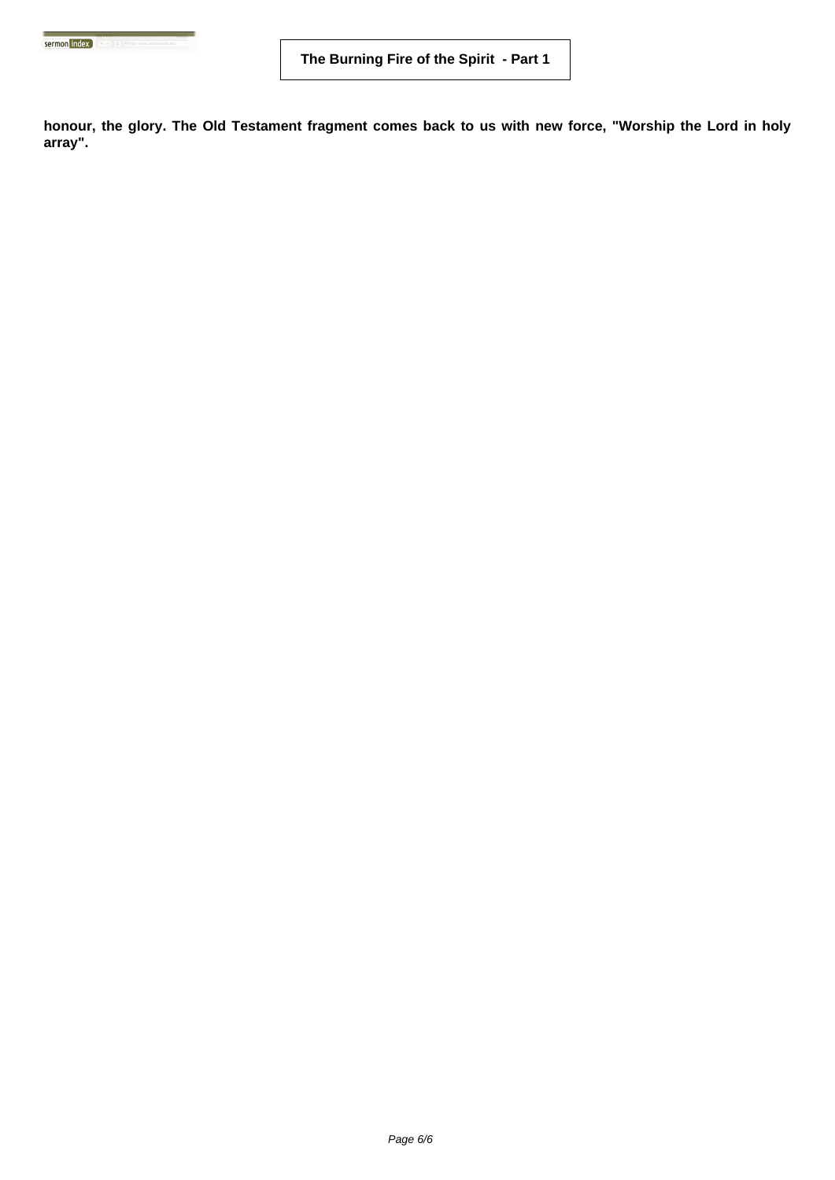**honour, the glory. The Old Testament fragment comes back to us with new force, "Worship the Lord in holy array".**